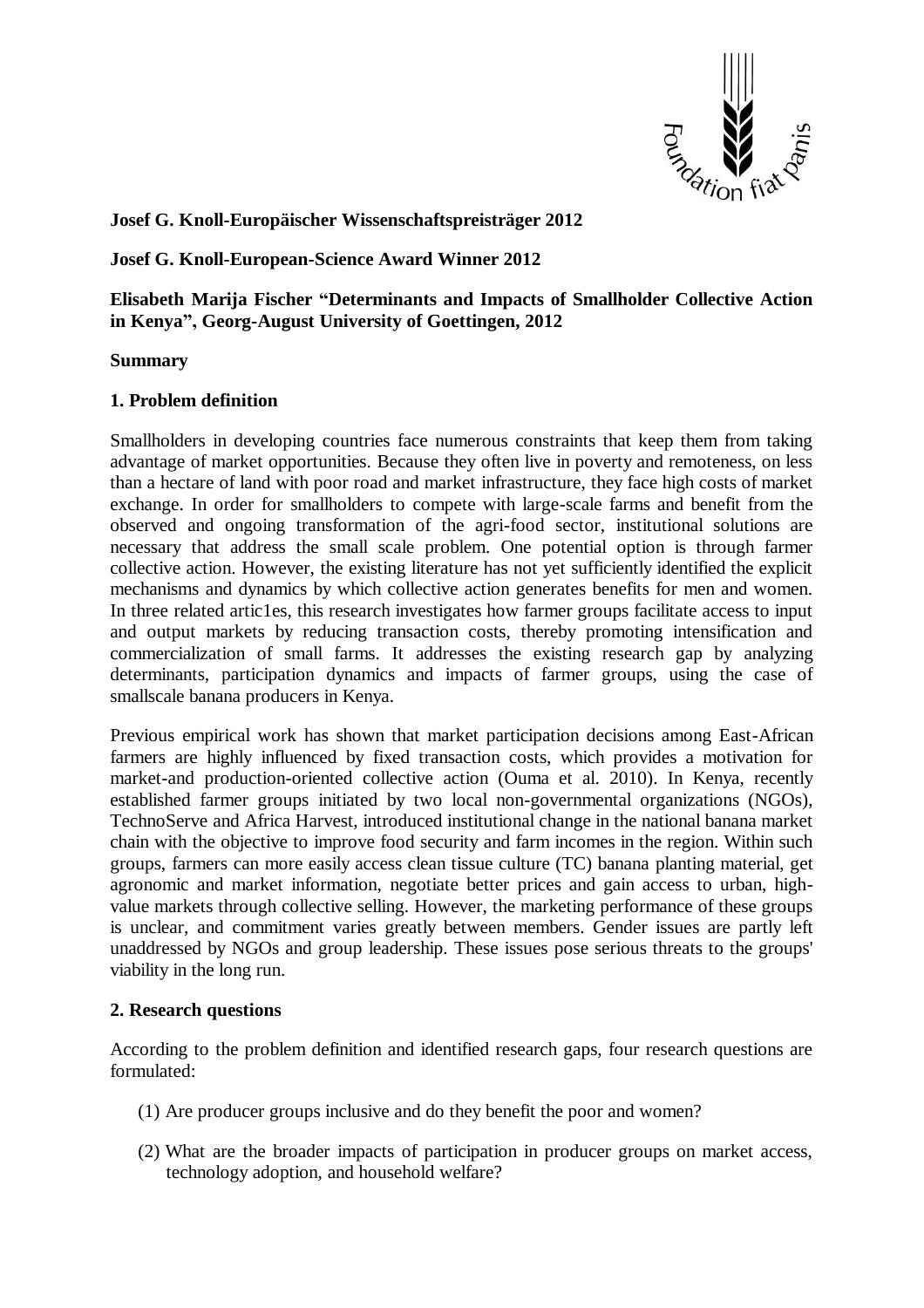**Josef G. Knoll-Europäischer Wissenschaftspreisträger 2012**

**Josef G. Knoll-European-Science Award Winner 2012**

**Elisabeth Marija Fischer "Determinants and Impacts of Smallholder Collective Action in Kenya", Georg-August University of Goettingen, 2012**

**Summary**

**1. Problem definition**

Smallholders in developing countries face numerous constraints that keep them from taking advantage of market opportunities. Because they often live in poverty and remoteness, on less than a hectare of land with poor road and market infrastructure, they face high costs of market exchange. In order for smallholders to compete with large-scale farms and benefit from the observed and ongoing transformation of the agri-food sector, institutional solutions are necessary that address the small scale problem. One potential option is through farmer collective action. However, the existing literature has not yet sufficiently identified the explicit mechanisms and dynamics by which collective action generates benefits for men and women. In three related artic1es, this research investigates how farmer groups facilitate access to input and output markets by reducing transaction costs, thereby promoting intensification and commercialization of small farms. It addresses the existing research gap by analyzing determinants, participation dynamics and impacts of farmer groups, using the case of smallscale banana producers in Kenya.

Previous empirical work has shown that market participation decisions among East-African farmers are highly influenced by fixed transaction costs, which provides a motivation for market-and production-oriented collective action (Ouma et al. 2010). In Kenya, recently established farmer groups initiated by two local non-governmental organizations (NGOs), TechnoServe and Africa Harvest, introduced institutional change in the national banana market chain with the objective to improve food security and farm incomes in the region. Within such groups, farmers can more easily access clean tissue culture (TC) banana planting material, get agronomic and market information, negotiate better prices and gain access to urban, high-value markets through collective selling. However, the marketing performance of these groups is unclear, and commitment varies greatly between members. Gender issues are partly left unaddressed by NGOs and group leadership. These issues pose serious threats to the groups' viability in the long run.

**2. Research questions**

According to the problem definition and identified research gaps, four research questions are formulated:

(1) Are producer groups inclusive and do they benefit the poor and women?

(2) What are the broader impacts of participation in producer groups on market access, technology adoption, and household welfare?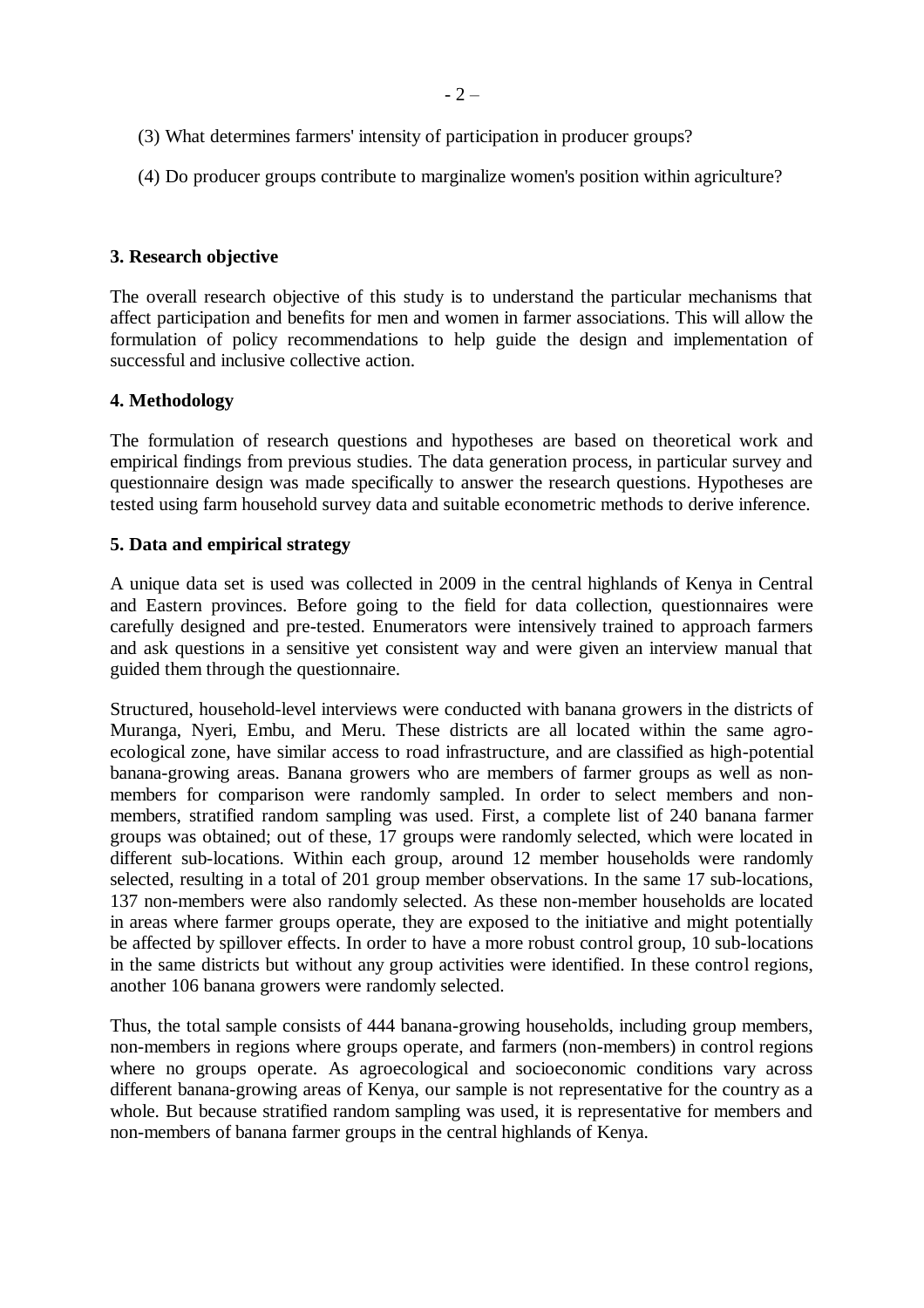(3) What determines farmers' intensity of participation in producer groups?

(4) Do producer groups contribute to marginalize women's position within agriculture?

## 3. Research objective

The overall research objective of this study is to understand the particular mechanisms that affect participation and benefits for men and women in farmer associations. This will allow the formulation of policy recommendations to help guide the design and implementation of successful and inclusive collective action.

## 4. Methodology

The formulation of research questions and hypotheses are based on theoretical work and empirical findings from previous studies. The data generation process, in particular survey and questionnaire design was made specifically to answer the research questions. Hypotheses are tested using farm household survey data and suitable econometric methods to derive inference.

## 5. Data and empirical strategy

A unique data set is used was collected in 2009 in the central highlands of Kenya in Central and Eastern provinces. Before going to the field for data collection, questionnaires were carefully designed and pre-tested. Enumerators were intensively trained to approach farmers and ask questions in a sensitive yet consistent way and were given an interview manual that guided them through the questionnaire.

Structured, household-level interviews were conducted with banana growers in the districts of Muranga, Nyeri, Embu, and Meru. These districts are all located within the same agro-ecological zone, have similar access to road infrastructure, and are classified as high-potential banana-growing areas. Banana growers who are members of farmer groups as well as non-members for comparison were randomly sampled. In order to select members and non-members, stratified random sampling was used. First, a complete list of 240 banana farmer groups was obtained; out of these, 17 groups were randomly selected, which were located in different sub-locations. Within each group, around 12 member households were randomly selected, resulting in a total of 201 group member observations. In the same 17 sub-locations, 137 non-members were also randomly selected. As these non-member households are located in areas where farmer groups operate, they are exposed to the initiative and might potentially be affected by spillover effects. In order to have a more robust control group, 10 sub-locations in the same districts but without any group activities were identified. In these control regions, another 106 banana growers were randomly selected.

Thus, the total sample consists of 444 banana-growing households, including group members, non-members in regions where groups operate, and farmers (non-members) in control regions where no groups operate. As agroecological and socioeconomic conditions vary across different banana-growing areas of Kenya, our sample is not representative for the country as a whole. But because stratified random sampling was used, it is representative for members and non-members of banana farmer groups in the central highlands of Kenya.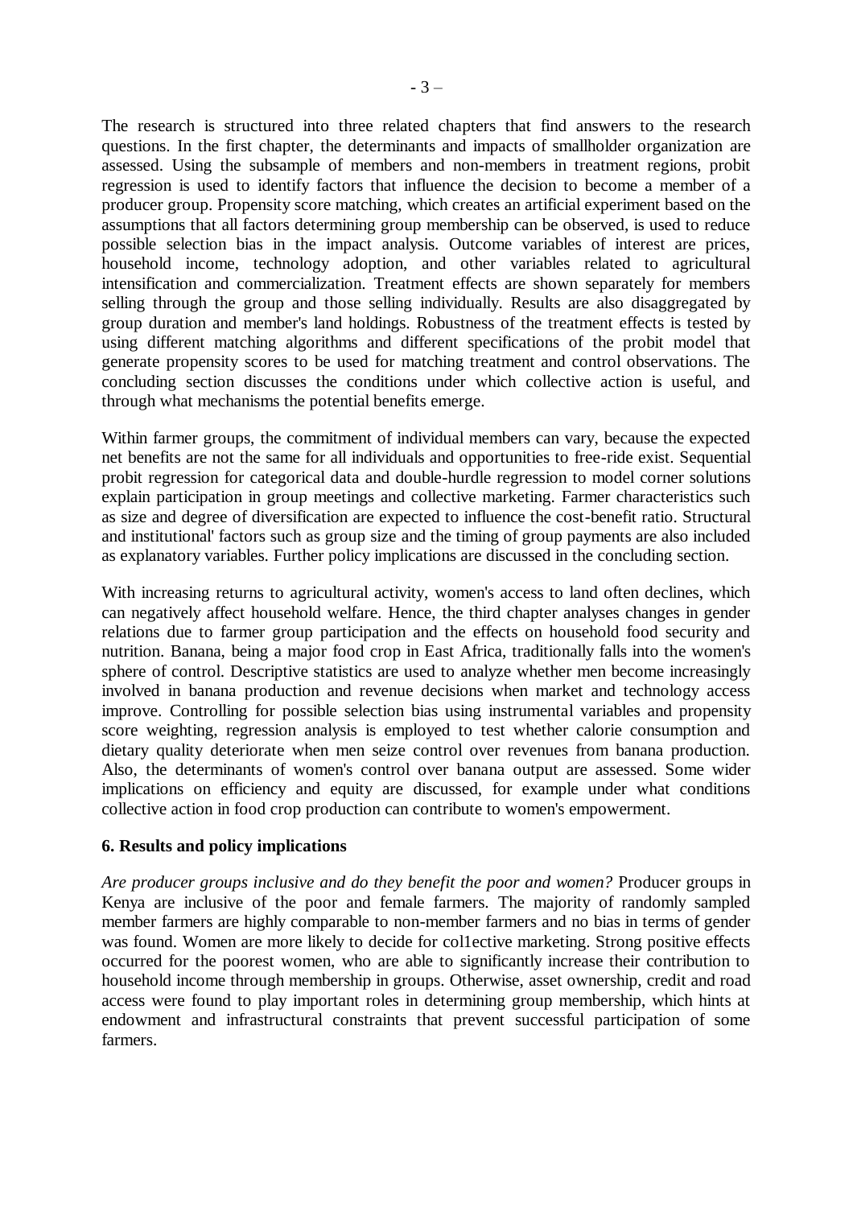The research is structured into three related chapters that find answers to the research questions. In the first chapter, the determinants and impacts of smallholder organization are assessed. Using the subsample of members and non-members in treatment regions, probit regression is used to identify factors that influence the decision to become a member of a producer group. Propensity score matching, which creates an artificial experiment based on the assumptions that all factors determining group membership can be observed, is used to reduce possible selection bias in the impact analysis. Outcome variables of interest are prices, household income, technology adoption, and other variables related to agricultural intensification and commercialization. Treatment effects are shown separately for members selling through the group and those selling individually. Results are also disaggregated by group duration and member's land holdings. Robustness of the treatment effects is tested by using different matching algorithms and different specifications of the probit model that generate propensity scores to be used for matching treatment and control observations. The concluding section discusses the conditions under which collective action is useful, and through what mechanisms the potential benefits emerge.

Within farmer groups, the commitment of individual members can vary, because the expected net benefits are not the same for all individuals and opportunities to free-ride exist. Sequential probit regression for categorical data and double-hurdle regression to model corner solutions explain participation in group meetings and collective marketing. Farmer characteristics such as size and degree of diversification are expected to influence the cost-benefit ratio. Structural and institutional' factors such as group size and the timing of group payments are also included as explanatory variables. Further policy implications are discussed in the concluding section.

With increasing returns to agricultural activity, women's access to land often declines, which can negatively affect household welfare. Hence, the third chapter analyses changes in gender relations due to farmer group participation and the effects on household food security and nutrition. Banana, being a major food crop in East Africa, traditionally falls into the women's sphere of control. Descriptive statistics are used to analyze whether men become increasingly involved in banana production and revenue decisions when market and technology access improve. Controlling for possible selection bias using instrumental variables and propensity score weighting, regression analysis is employed to test whether calorie consumption and dietary quality deteriorate when men seize control over revenues from banana production. Also, the determinants of women's control over banana output are assessed. Some wider implications on efficiency and equity are discussed, for example under what conditions collective action in food crop production can contribute to women's empowerment.

## 6. Results and policy implications

*Are producer groups inclusive and do they benefit the poor and women?* Producer groups in Kenya are inclusive of the poor and female farmers. The majority of randomly sampled member farmers are highly comparable to non-member farmers and no bias in terms of gender was found. Women are more likely to decide for col1ective marketing. Strong positive effects occurred for the poorest women, who are able to significantly increase their contribution to household income through membership in groups. Otherwise, asset ownership, credit and road access were found to play important roles in determining group membership, which hints at endowment and infrastructural constraints that prevent successful participation of some farmers.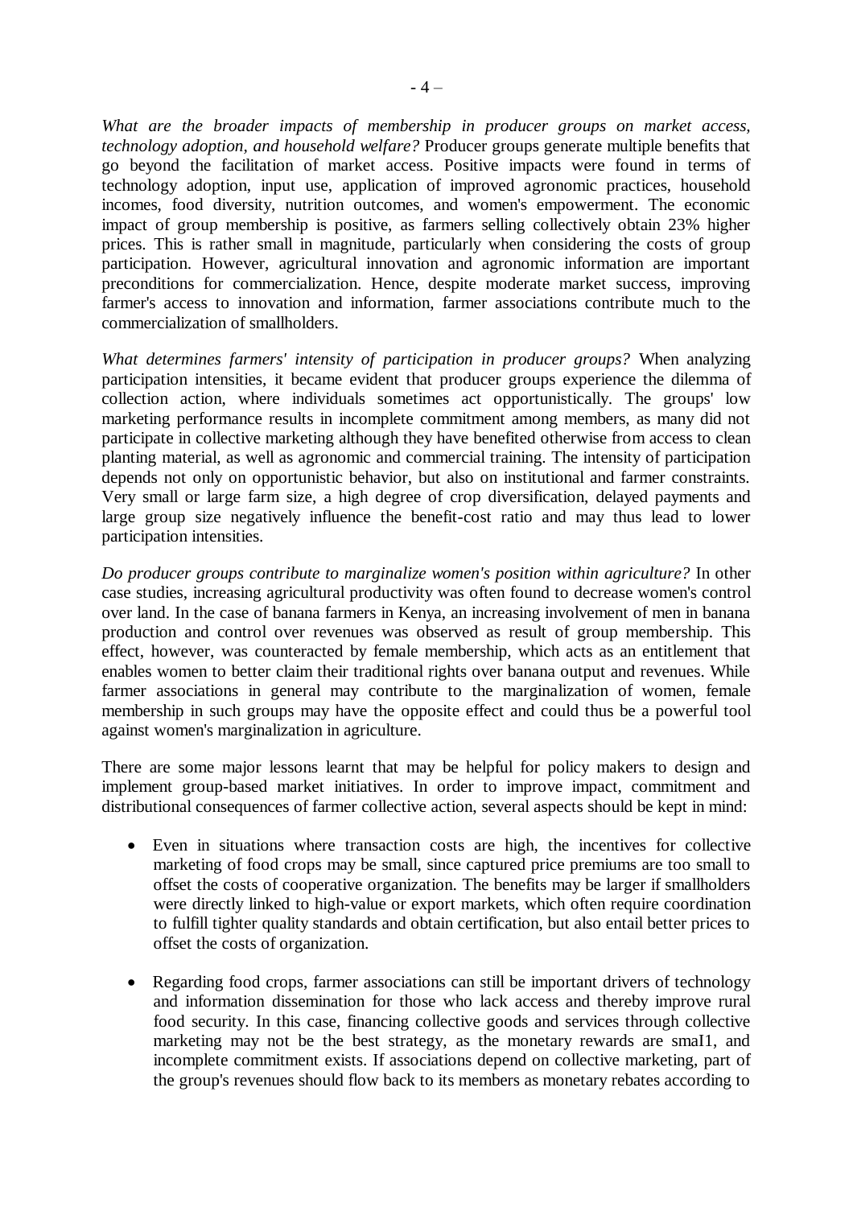*What are the broader impacts of membership in producer groups on market access, technology adoption, and household welfare?* Producer groups generate multiple benefits that go beyond the facilitation of market access. Positive impacts were found in terms of technology adoption, input use, application of improved agronomic practices, household incomes, food diversity, nutrition outcomes, and women's empowerment. The economic impact of group membership is positive, as farmers selling collectively obtain 23% higher prices. This is rather small in magnitude, particularly when considering the costs of group participation. However, agricultural innovation and agronomic information are important preconditions for commercialization. Hence, despite moderate market success, improving farmer's access to innovation and information, farmer associations contribute much to the commercialization of smallholders.

*What determines farmers' intensity of participation in producer groups?* When analyzing participation intensities, it became evident that producer groups experience the dilemma of collection action, where individuals sometimes act opportunistically. The groups' low marketing performance results in incomplete commitment among members, as many did not participate in collective marketing although they have benefited otherwise from access to clean planting material, as well as agronomic and commercial training. The intensity of participation depends not only on opportunistic behavior, but also on institutional and farmer constraints. Very small or large farm size, a high degree of crop diversification, delayed payments and large group size negatively influence the benefit-cost ratio and may thus lead to lower participation intensities.

*Do producer groups contribute to marginalize women's position within agriculture?* In other case studies, increasing agricultural productivity was often found to decrease women's control over land. In the case of banana farmers in Kenya, an increasing involvement of men in banana production and control over revenues was observed as result of group membership. This effect, however, was counteracted by female membership, which acts as an entitlement that enables women to better claim their traditional rights over banana output and revenues. While farmer associations in general may contribute to the marginalization of women, female membership in such groups may have the opposite effect and could thus be a powerful tool against women's marginalization in agriculture.

There are some major lessons learnt that may be helpful for policy makers to design and implement group-based market initiatives. In order to improve impact, commitment and distributional consequences of farmer collective action, several aspects should be kept in mind:

- Even in situations where transaction costs are high, the incentives for collective marketing of food crops may be small, since captured price premiums are too small to offset the costs of cooperative organization. The benefits may be larger if smallholders were directly linked to high-value or export markets, which often require coordination to fulfill tighter quality standards and obtain certification, but also entail better prices to offset the costs of organization.

- Regarding food crops, farmer associations can still be important drivers of technology and information dissemination for those who lack access and thereby improve rural food security. In this case, financing collective goods and services through collective marketing may not be the best strategy, as the monetary rewards are smaI1, and incomplete commitment exists. If associations depend on collective marketing, part of the group's revenues should flow back to its members as monetary rebates according to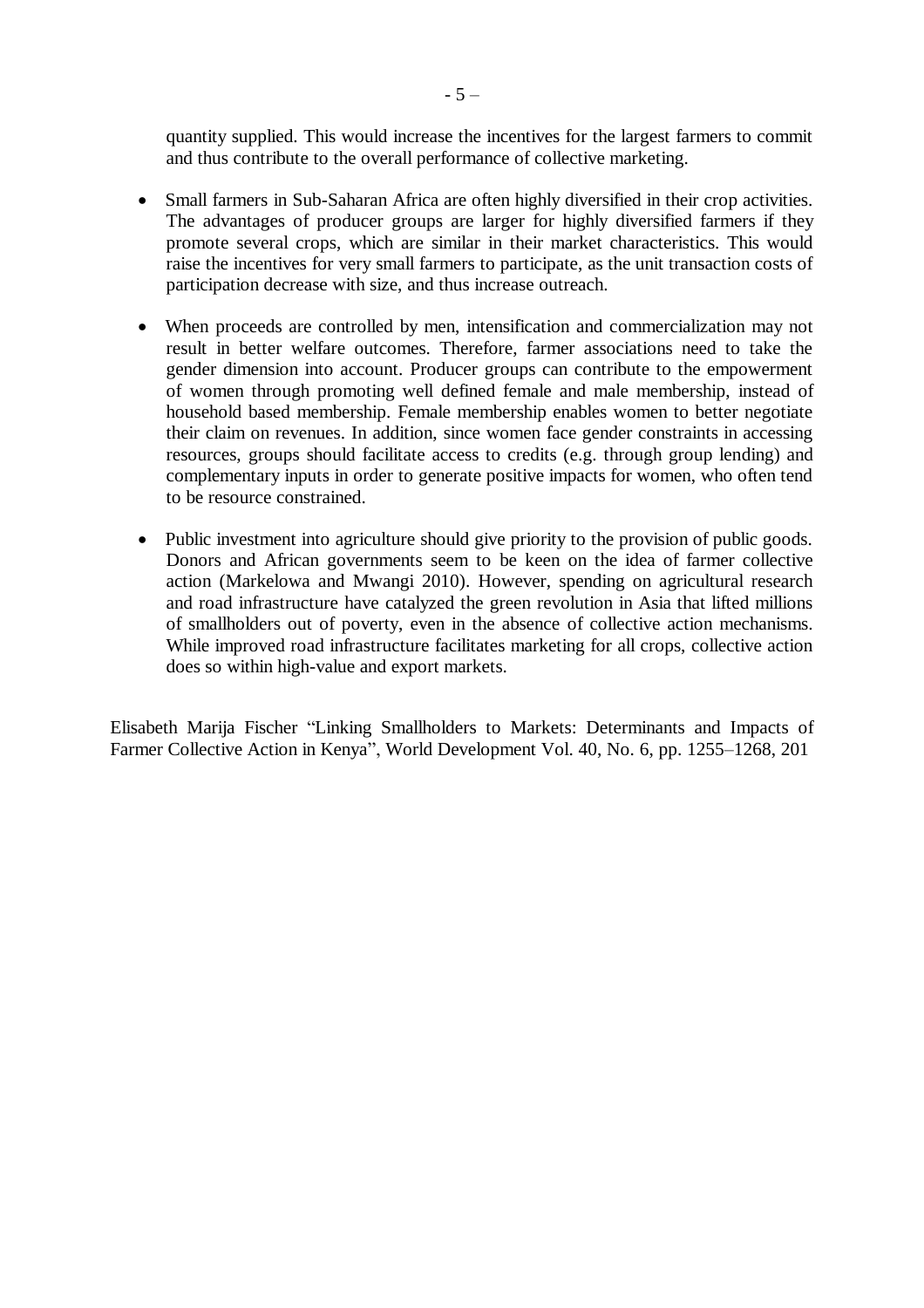quantity supplied. This would increase the incentives for the largest farmers to commit and thus contribute to the overall performance of collective marketing.

- Small farmers in Sub-Saharan Africa are often highly diversified in their crop activities. The advantages of producer groups are larger for highly diversified farmers if they promote several crops, which are similar in their market characteristics. This would raise the incentives for very small farmers to participate, as the unit transaction costs of participation decrease with size, and thus increase outreach.

- When proceeds are controlled by men, intensification and commercialization may not result in better welfare outcomes. Therefore, farmer associations need to take the gender dimension into account. Producer groups can contribute to the empowerment of women through promoting well defined female and male membership, instead of household based membership. Female membership enables women to better negotiate their claim on revenues. In addition, since women face gender constraints in accessing resources, groups should facilitate access to credits (e.g. through group lending) and complementary inputs in order to generate positive impacts for women, who often tend to be resource constrained.

- Public investment into agriculture should give priority to the provision of public goods. Donors and African governments seem to be keen on the idea of farmer collective action (Markelowa and Mwangi 2010). However, spending on agricultural research and road infrastructure have catalyzed the green revolution in Asia that lifted millions of smallholders out of poverty, even in the absence of collective action mechanisms. While improved road infrastructure facilitates marketing for all crops, collective action does so within high-value and export markets.

Elisabeth Marija Fischer "Linking Smallholders to Markets: Determinants and Impacts of Farmer Collective Action in Kenya", World Development Vol. 40, No. 6, pp. 1255–1268, 201